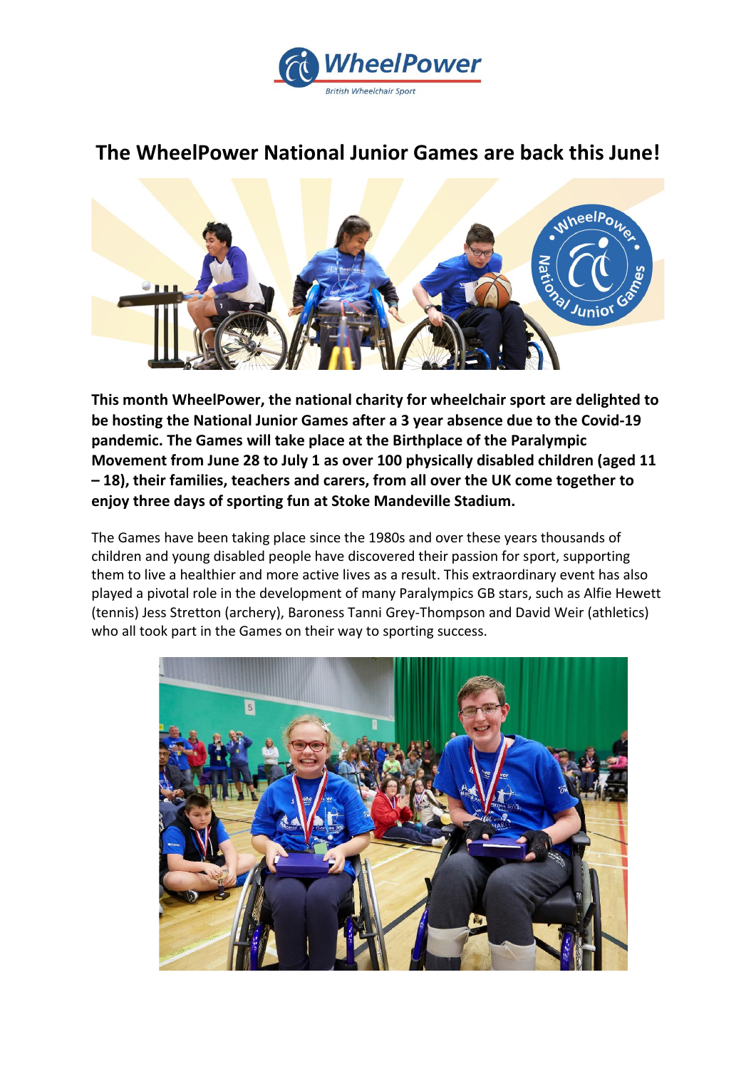# The WheelPower National Junior Games are back this June!

**This month WheelPower, the national charity for wheelchair sport are delighted to be hosting the National Junior Games after a 3 year absence due to the Covid-19 pandemic. The Games will take place at the Birthplace of the Paralympic Movement from June 28 to July 1 as over 100 physically disabled children (aged 11 – 18), their families, teachers and carers, from all over the UK come together to enjoy three days of sporting fun at Stoke Mandeville Stadium.**

The Games have been taking place since the 1980s and over these years thousands of children and young disabled people have discovered their passion for sport, supporting them to live a healthier and more active lives as a result. This extraordinary event has also played a pivotal role in the development of many Paralympics GB stars, such as Alfie Hewett (tennis) Jess Stretton (archery), Baroness Tanni Grey-Thompson and David Weir (athletics) who all took part in the Games on their way to sporting success.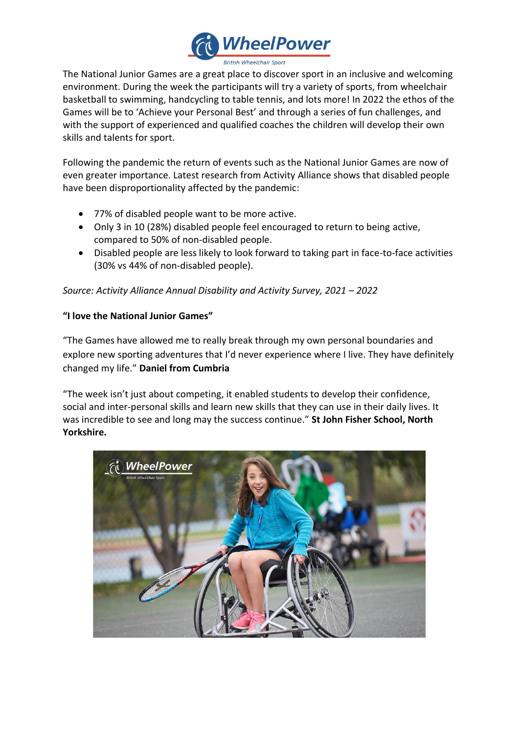The National Junior Games are a great place to discover sport in an inclusive and welcoming environment. During the week the participants will try a variety of sports, from wheelchair basketball to swimming, handcycling to table tennis, and lots more! In 2022 the ethos of the Games will be to 'Achieve your Personal Best' and through a series of fun challenges, and with the support of experienced and qualified coaches the children will develop their own skills and talents for sport.

Following the pandemic the return of events such as the National Junior Games are now of even greater importance. Latest research from Activity Alliance shows that disabled people have been disproportionality affected by the pandemic:

- 77% of disabled people want to be more active.
- Only 3 in 10 (28%) disabled people feel encouraged to return to being active, compared to 50% of non-disabled people.
- Disabled people are less likely to look forward to taking part in face-to-face activities (30% vs 44% of non-disabled people).

*Source: Activity Alliance Annual Disability and Activity Survey, 2021 – 2022*

**"I love the National Junior Games"**

"The Games have allowed me to really break through my own personal boundaries and explore new sporting adventures that I'd never experience where I live. They have definitely changed my life." **Daniel from Cumbria**

"The week isn't just about competing, it enabled students to develop their confidence, social and inter-personal skills and learn new skills that they can use in their daily lives. It was incredible to see and long may the success continue." **St John Fisher School, North Yorkshire.**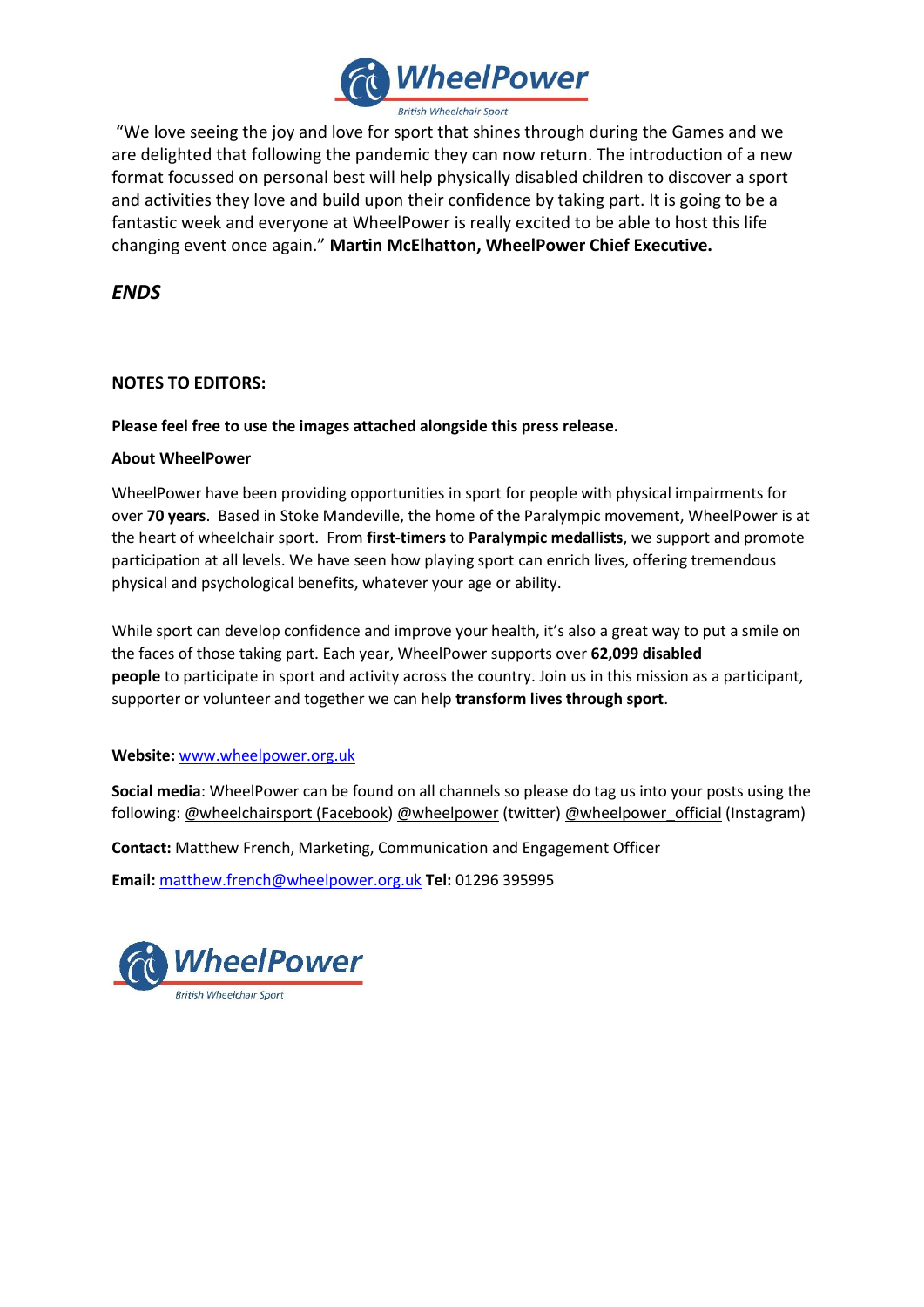"We love seeing the joy and love for sport that shines through during the Games and we are delighted that following the pandemic they can now return. The introduction of a new format focussed on personal best will help physically disabled children to discover a sport and activities they love and build upon their confidence by taking part. It is going to be a fantastic week and everyone at WheelPower is really excited to be able to host this life changing event once again." **Martin McElhatton, WheelPower Chief Executive.**

***ENDS***

**NOTES TO EDITORS:**

**Please feel free to use the images attached alongside this press release.**

**About WheelPower**

WheelPower have been providing opportunities in sport for people with physical impairments for over **70 years**. Based in Stoke Mandeville, the home of the Paralympic movement, WheelPower is at the heart of wheelchair sport. From **first-timers** to **Paralympic medallists**, we support and promote participation at all levels. We have seen how playing sport can enrich lives, offering tremendous physical and psychological benefits, whatever your age or ability.

While sport can develop confidence and improve your health, it's also a great way to put a smile on the faces of those taking part. Each year, WheelPower supports over **62,099 disabled people** to participate in sport and activity across the country. Join us in this mission as a participant, supporter or volunteer and together we can help **transform lives through sport**.

**Website:** www.wheelpower.org.uk

**Social media**: WheelPower can be found on all channels so please do tag us into your posts using the following: @wheelchairsport (Facebook) @wheelpower (twitter) @wheelpower_official (Instagram)

**Contact:** Matthew French, Marketing, Communication and Engagement Officer

**Email:** matthew.french@wheelpower.org.uk **Tel:** 01296 395995